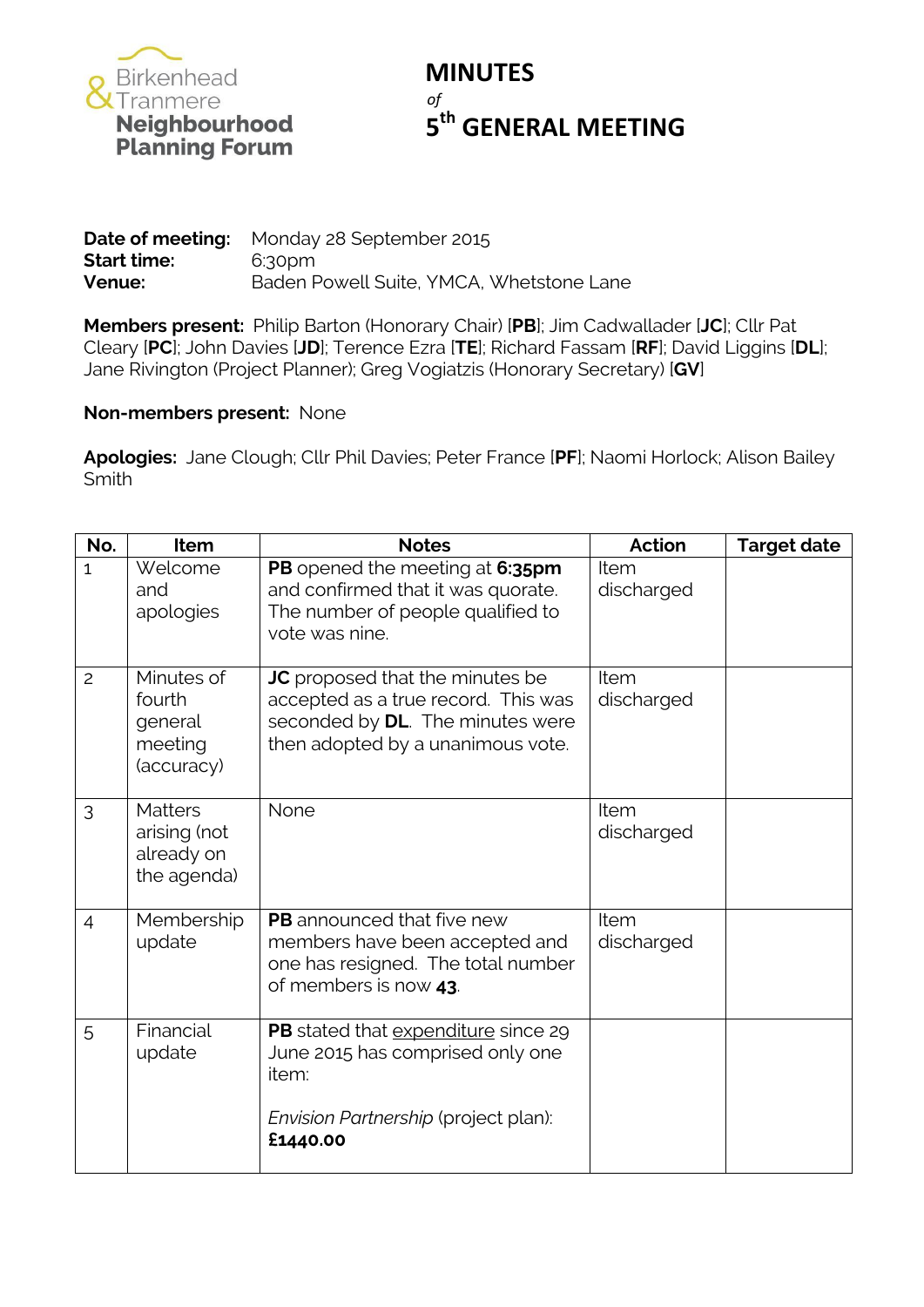Birkenhead & Tranmere **Neighbourhood Planning Forum**

# MINUTES

*of*

# 5th GENERAL MEETING

**Date of meeting:** Monday 28 September 2015
**Start time:** 6:30pm
**Venue:** Baden Powell Suite, YMCA, Whetstone Lane

**Members present:** Philip Barton (Honorary Chair) [**PB**]; Jim Cadwallader [**JC**]; Cllr Pat Cleary [**PC**]; John Davies [**JD**]; Terence Ezra [**TE**]; Richard Fassam [**RF**]; David Liggins [**DL**]; Jane Rivington (Project Planner); Greg Vogiatzis (Honorary Secretary) [**GV**]

**Non-members present:** None

**Apologies:** Jane Clough; Cllr Phil Davies; Peter France [**PF**]; Naomi Horlock; Alison Bailey Smith

| No. | Item | Notes | Action | Target date |
|---|---|---|---|---|
| 1 | Welcome and apologies | **PB** opened the meeting at **6:35pm** and confirmed that it was quorate. The number of people qualified to vote was nine. | Item discharged | |
| 2 | Minutes of fourth general meeting (accuracy) | **JC** proposed that the minutes be accepted as a true record. This was seconded by **DL**. The minutes were then adopted by a unanimous vote. | Item discharged | |
| 3 | Matters arising (not already on the agenda) | None | Item discharged | |
| 4 | Membership update | **PB** announced that five new members have been accepted and one has resigned. The total number of members is now **43**. | Item discharged | |
| 5 | Financial update | **PB** stated that expenditure since 29 June 2015 has comprised only one item:<br><br>*Envision Partnership* (project plan): **£1440.00** | | |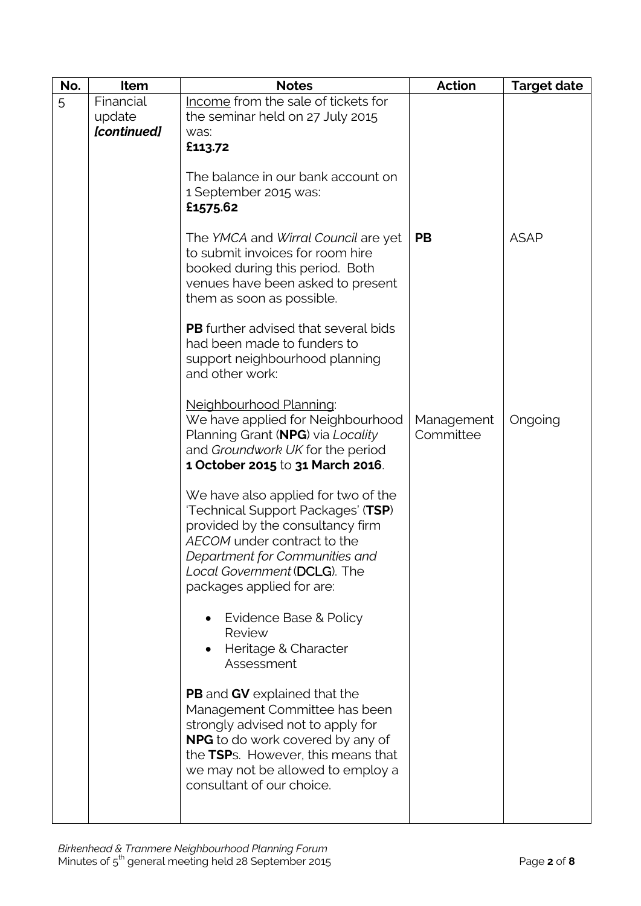| No. | Item | Notes | Action | Target date |
|---|---|---|---|---|
| 5 | Financial update *[continued]* | Income from the sale of tickets for the seminar held on 27 July 2015 was: **£113.72**<br><br>The balance in our bank account on 1 September 2015 was: **£1575.62** | | |
| | | The *YMCA* and *Wirral Council* are yet to submit invoices for room hire booked during this period. Both venues have been asked to present them as soon as possible. | **PB** | ASAP |
| | | **PB** further advised that several bids had been made to funders to support neighbourhood planning and other work: | | |
| | | Neighbourhood Planning: We have applied for Neighbourhood Planning Grant (**NPG**) via *Locality* and *Groundwork UK* for the period **1 October 2015** to **31 March 2016**.<br><br>We have also applied for two of the 'Technical Support Packages' (**TSP**) provided by the consultancy firm *AECOM* under contract to the *Department for Communities and Local Government* (**DCLG**). The packages applied for are:<br><br>• Evidence Base & Policy Review<br>• Heritage & Character Assessment<br><br>**PB** and **GV** explained that the Management Committee has been strongly advised not to apply for **NPG** to do work covered by any of the **TSP**s. However, this means that we may not be allowed to employ a consultant of our choice. | Management Committee | Ongoing |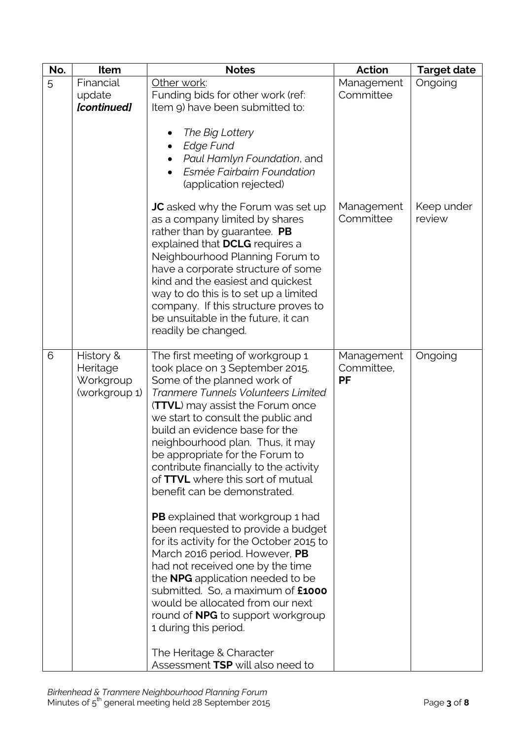| No. | Item | Notes | Action | Target date |
|---|---|---|---|---|
| 5 | Financial update ***[continued]*** | Other work:<br>Funding bids for other work (ref: Item 9) have been submitted to:<br>• *The Big Lottery*<br>• *Edge Fund*<br>• *Paul Hamlyn Foundation*, and<br>• *Esmée Fairbairn Foundation* (application rejected) | Management Committee | Ongoing |
| | | **JC** asked why the Forum was set up as a company limited by shares rather than by guarantee. **PB** explained that **DCLG** requires a Neighbourhood Planning Forum to have a corporate structure of some kind and the easiest and quickest way to do this is to set up a limited company. If this structure proves to be unsuitable in the future, it can readily be changed. | Management Committee | Keep under review |
| 6 | History & Heritage Workgroup (workgroup 1) | The first meeting of workgroup 1 took place on 3 September 2015. Some of the planned work of *Tranmere Tunnels Volunteers Limited* (**TTVL**) may assist the Forum once we start to consult the public and build an evidence base for the neighbourhood plan. Thus, it may be appropriate for the Forum to contribute financially to the activity of **TTVL** where this sort of mutual benefit can be demonstrated.<br><br>**PB** explained that workgroup 1 had been requested to provide a budget for its activity for the October 2015 to March 2016 period. However, **PB** had not received one by the time the **NPG** application needed to be submitted. So, a maximum of **£1000** would be allocated from our next round of **NPG** to support workgroup 1 during this period.<br><br>The Heritage & Character Assessment **TSP** will also need to | Management Committee, **PF** | Ongoing |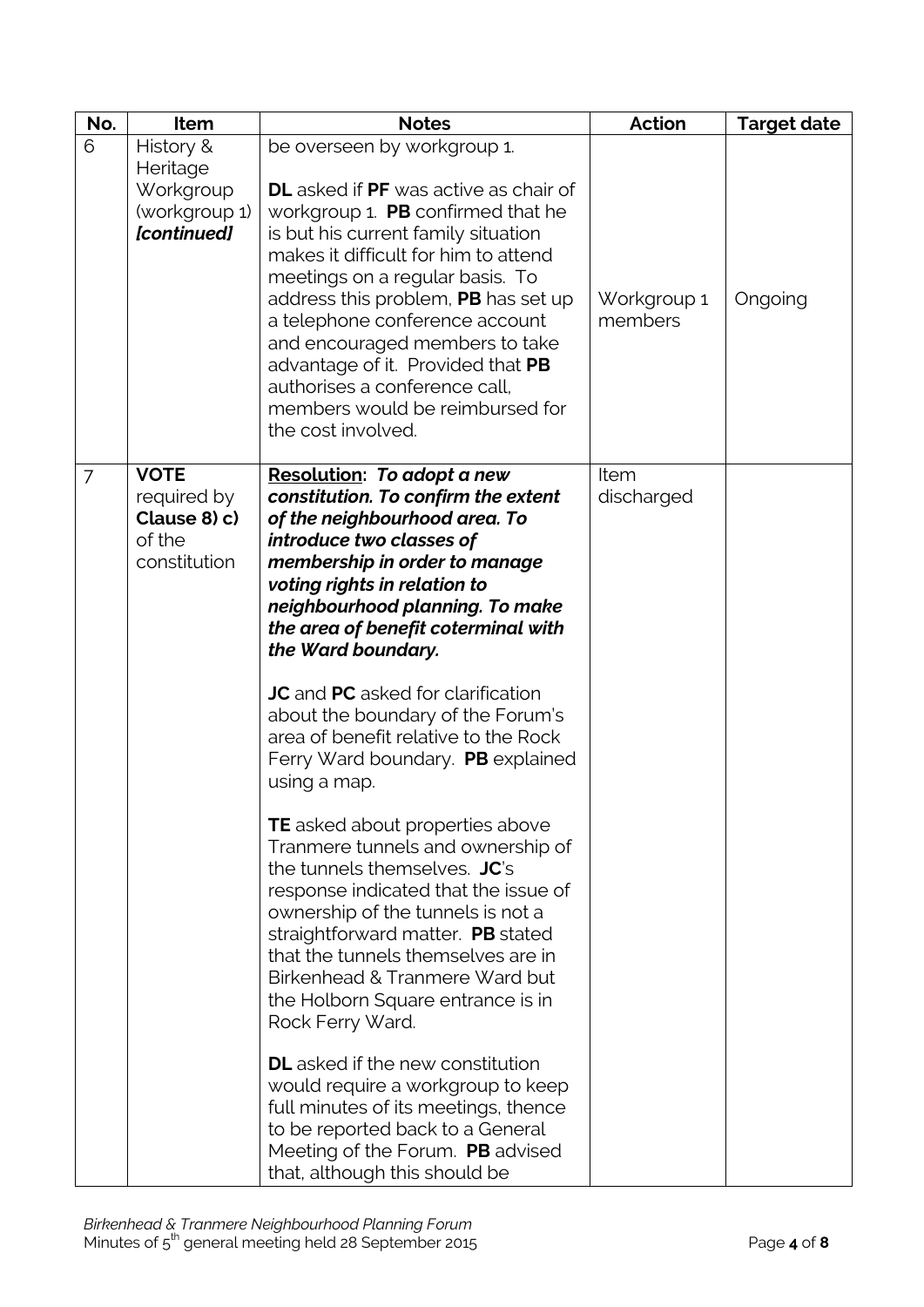| No. | Item | Notes | Action | Target date |
|---|---|---|---|---|
| 6 | History & Heritage Workgroup (workgroup 1) ***[continued]*** | be overseen by workgroup 1.<br><br>**DL** asked if **PF** was active as chair of workgroup 1. **PB** confirmed that he is but his current family situation makes it difficult for him to attend meetings on a regular basis. To address this problem, **PB** has set up a telephone conference account and encouraged members to take advantage of it. Provided that **PB** authorises a conference call, members would be reimbursed for the cost involved. | Workgroup 1 members | Ongoing |
| 7 | **VOTE** required by **Clause 8) c)** of the constitution | **Resolution:** ***To adopt a new constitution. To confirm the extent of the neighbourhood area. To introduce two classes of membership in order to manage voting rights in relation to neighbourhood planning. To make the area of benefit coterminal with the Ward boundary.***<br><br>**JC** and **PC** asked for clarification about the boundary of the Forum's area of benefit relative to the Rock Ferry Ward boundary. **PB** explained using a map.<br><br>**TE** asked about properties above Tranmere tunnels and ownership of the tunnels themselves. **JC**'s response indicated that the issue of ownership of the tunnels is not a straightforward matter. **PB** stated that the tunnels themselves are in Birkenhead & Tranmere Ward but the Holborn Square entrance is in Rock Ferry Ward.<br><br>**DL** asked if the new constitution would require a workgroup to keep full minutes of its meetings, thence to be reported back to a General Meeting of the Forum. **PB** advised that, although this should be | Item discharged | |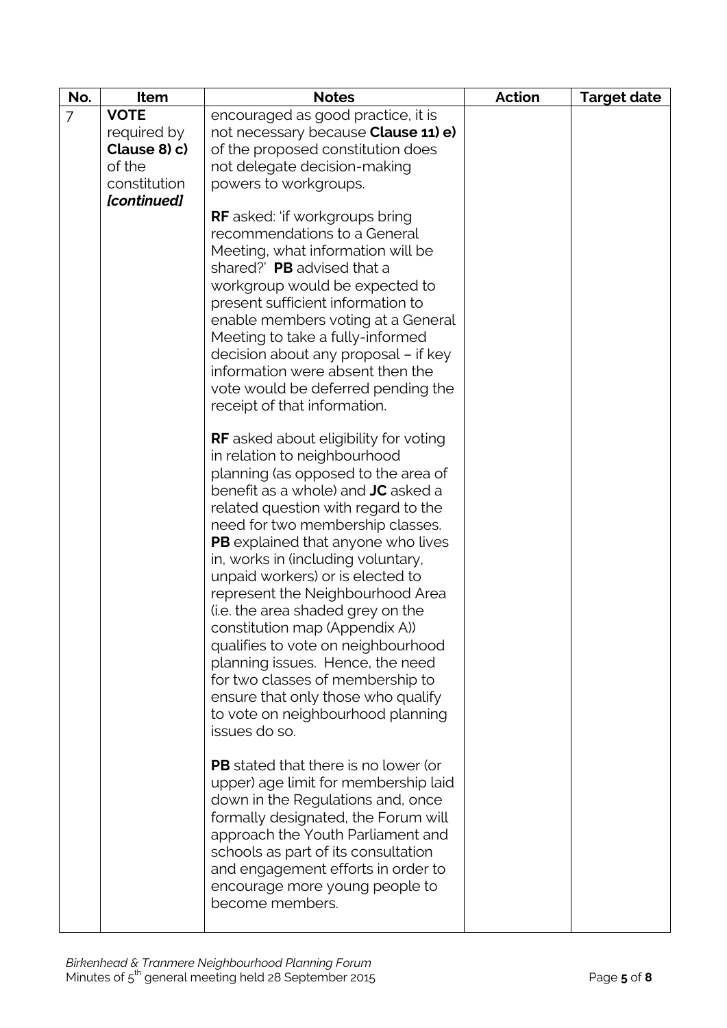| No. | Item | Notes | Action | Target date |
| --- | --- | --- | --- | --- |
| 7 | **VOTE** required by **Clause 8) c)** of the constitution ***[continued]*** | encouraged as good practice, it is not necessary because **Clause 11) e)** of the proposed constitution does not delegate decision-making powers to workgroups.<br><br>**RF** asked: 'if workgroups bring recommendations to a General Meeting, what information will be shared?' **PB** advised that a workgroup would be expected to present sufficient information to enable members voting at a General Meeting to take a fully-informed decision about any proposal – if key information were absent then the vote would be deferred pending the receipt of that information.<br><br>**RF** asked about eligibility for voting in relation to neighbourhood planning (as opposed to the area of benefit as a whole) and **JC** asked a related question with regard to the need for two membership classes. **PB** explained that anyone who lives in, works in (including voluntary, unpaid workers) or is elected to represent the Neighbourhood Area (i.e. the area shaded grey on the constitution map (Appendix A)) qualifies to vote on neighbourhood planning issues. Hence, the need for two classes of membership to ensure that only those who qualify to vote on neighbourhood planning issues do so.<br><br>**PB** stated that there is no lower (or upper) age limit for membership laid down in the Regulations and, once formally designated, the Forum will approach the Youth Parliament and schools as part of its consultation and engagement efforts in order to encourage more young people to become members. | | |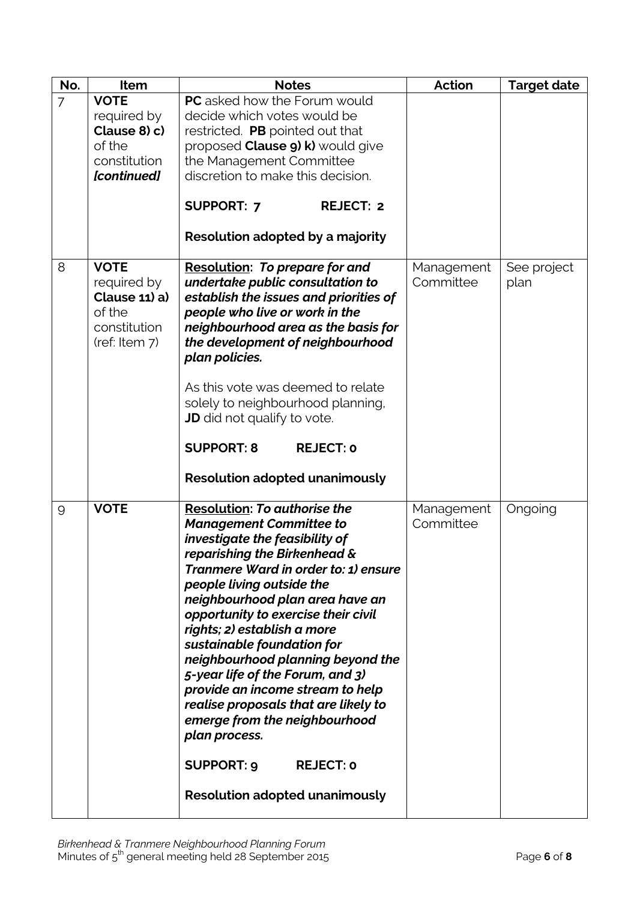| No. | Item | Notes | Action | Target date |
|---|---|---|---|---|
| 7 | **VOTE** required by **Clause 8) c)** of the constitution ***[continued]*** | **PC** asked how the Forum would decide which votes would be restricted. **PB** pointed out that proposed **Clause 9) k)** would give the Management Committee discretion to make this decision. <br><br> **SUPPORT: 7** **REJECT: 2** <br><br> **Resolution adopted by a majority** | | |
| 8 | **VOTE** required by **Clause 11) a)** of the constitution (ref: Item 7) | **Resolution**: ***To prepare for and undertake public consultation to establish the issues and priorities of people who live or work in the neighbourhood area as the basis for the development of neighbourhood plan policies.*** <br><br> As this vote was deemed to relate solely to neighbourhood planning, **JD** did not qualify to vote. <br><br> **SUPPORT: 8** **REJECT: 0** <br><br> **Resolution adopted unanimously** | Management Committee | See project plan |
| 9 | **VOTE** | **Resolution**: ***To authorise the Management Committee to investigate the feasibility of reparishing the Birkenhead & Tranmere Ward in order to: 1) ensure people living outside the neighbourhood plan area have an opportunity to exercise their civil rights; 2) establish a more sustainable foundation for neighbourhood planning beyond the 5-year life of the Forum, and 3) provide an income stream to help realise proposals that are likely to emerge from the neighbourhood plan process.*** <br><br> **SUPPORT: 9** **REJECT: 0** <br><br> **Resolution adopted unanimously** | Management Committee | Ongoing |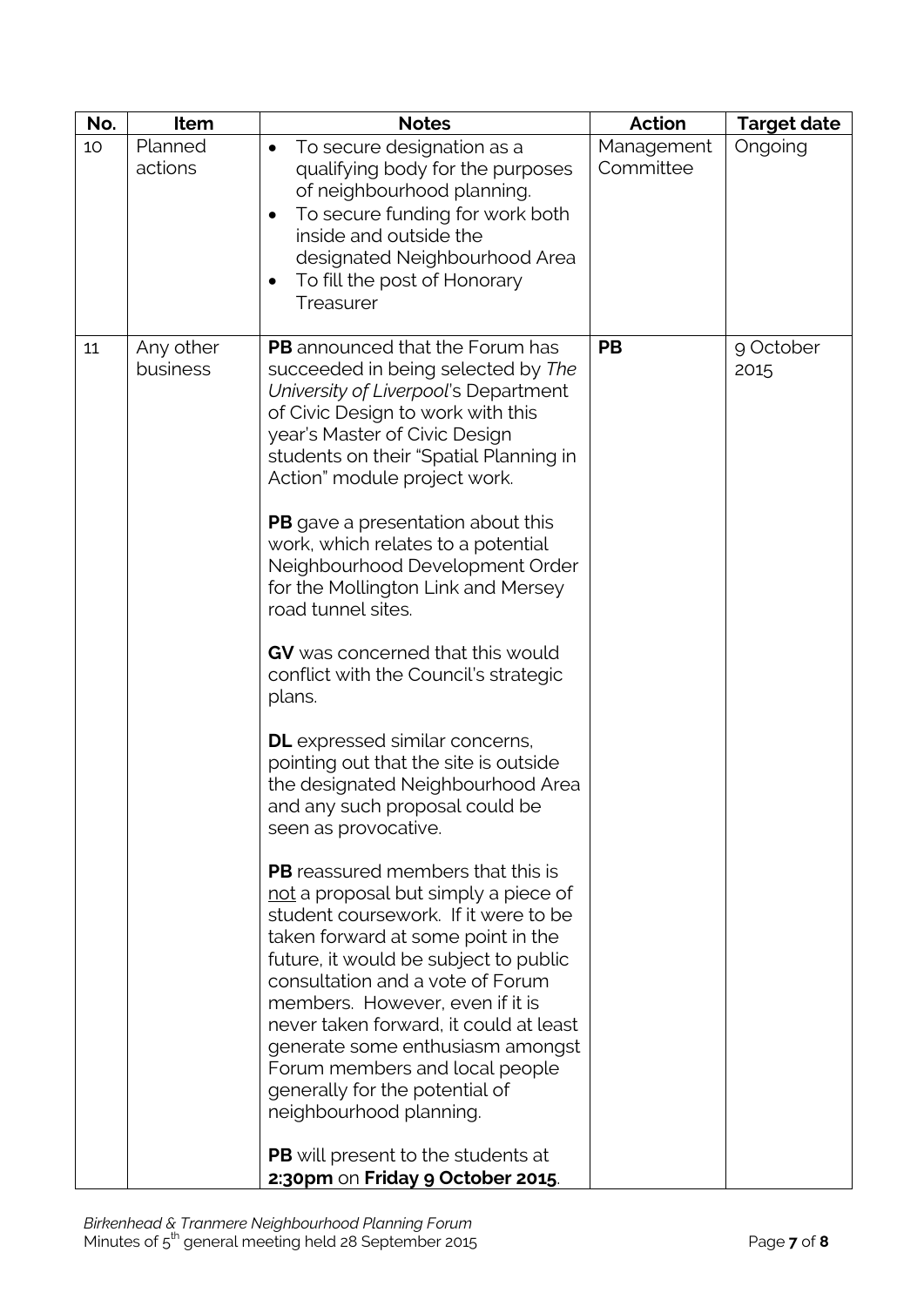| No. | Item | Notes | Action | Target date |
|---|---|---|---|---|
| 10 | Planned actions | • To secure designation as a qualifying body for the purposes of neighbourhood planning.<br>• To secure funding for work both inside and outside the designated Neighbourhood Area<br>• To fill the post of Honorary Treasurer | Management Committee | Ongoing |
| 11 | Any other business | **PB** announced that the Forum has succeeded in being selected by *The University of Liverpool*'s Department of Civic Design to work with this year's Master of Civic Design students on their "Spatial Planning in Action" module project work.<br><br>**PB** gave a presentation about this work, which relates to a potential Neighbourhood Development Order for the Mollington Link and Mersey road tunnel sites.<br><br>**GV** was concerned that this would conflict with the Council's strategic plans.<br><br>**DL** expressed similar concerns, pointing out that the site is outside the designated Neighbourhood Area and any such proposal could be seen as provocative.<br><br>**PB** reassured members that this is <u>not</u> a proposal but simply a piece of student coursework. If it were to be taken forward at some point in the future, it would be subject to public consultation and a vote of Forum members. However, even if it is never taken forward, it could at least generate some enthusiasm amongst Forum members and local people generally for the potential of neighbourhood planning.<br><br>**PB** will present to the students at **2:30pm** on **Friday 9 October 2015**. | **PB** | 9 October 2015 |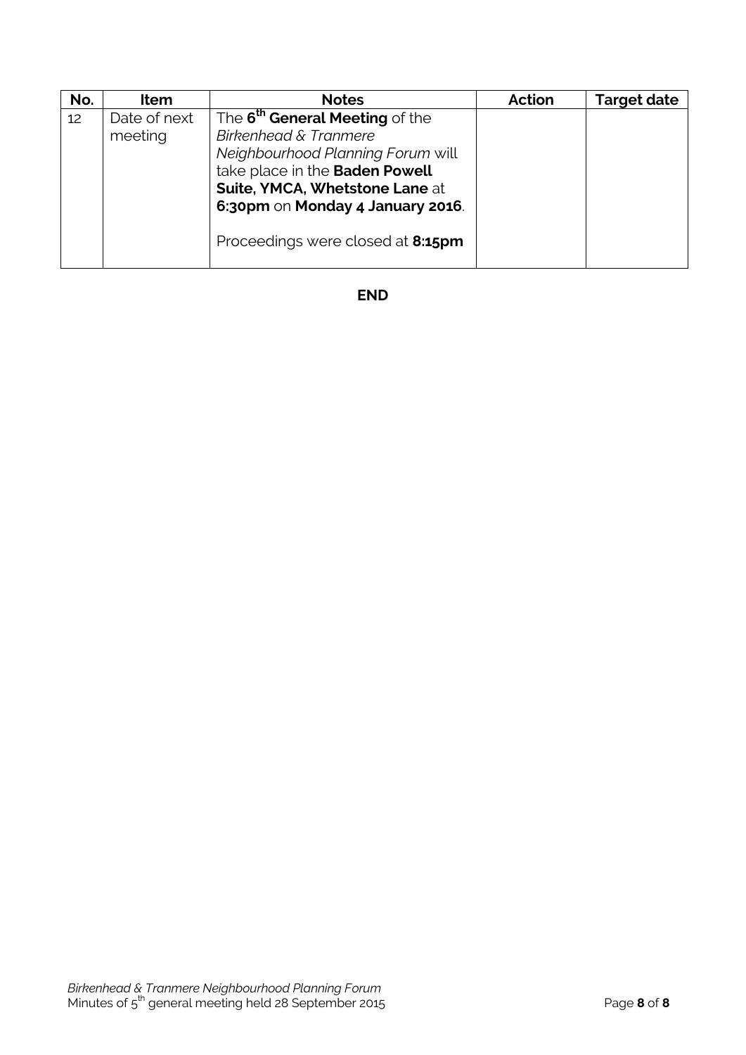| No. | Item | Notes | Action | Target date |
|---|---|---|---|---|
| 12 | Date of next meeting | The **6th General Meeting** of the *Birkenhead & Tranmere Neighbourhood Planning Forum* will take place in the **Baden Powell Suite, YMCA, Whetstone Lane** at **6:30pm** on **Monday 4 January 2016**.<br><br>Proceedings were closed at **8:15pm** | | |

**END**